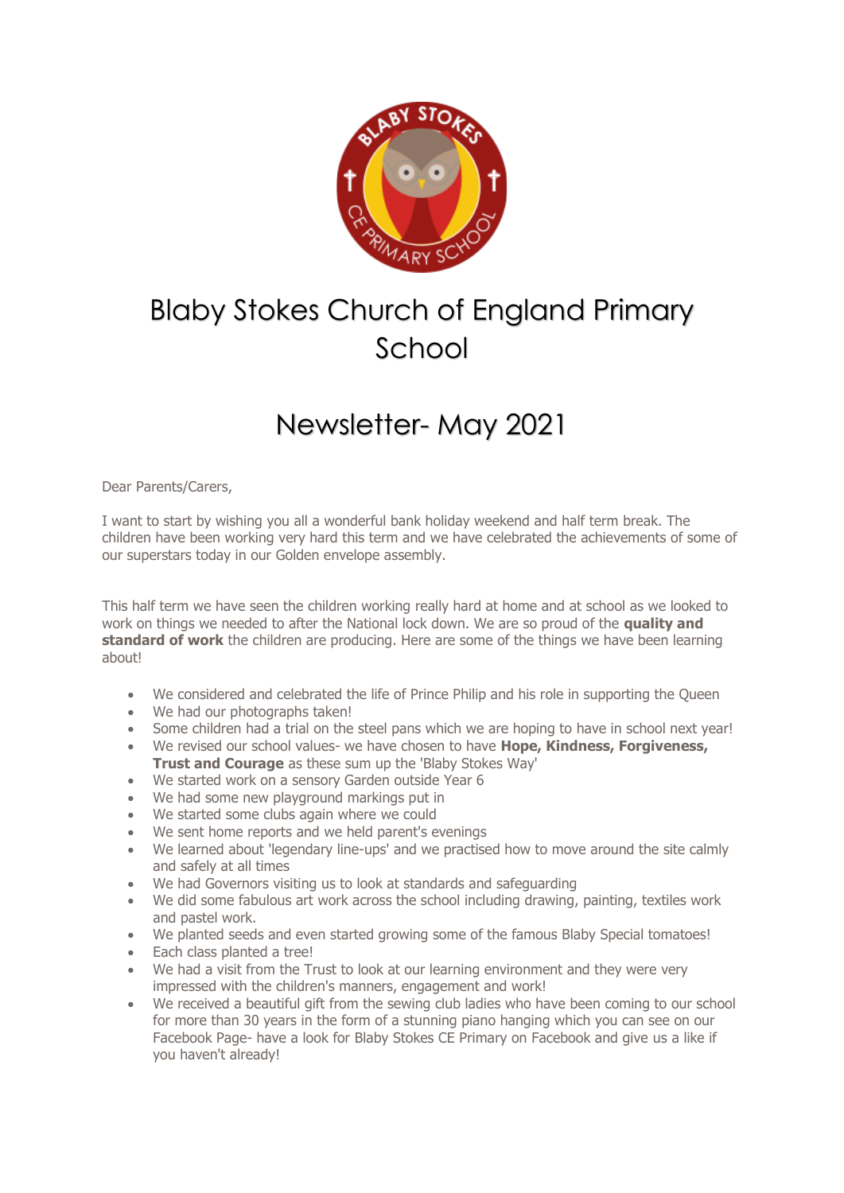# Blaby Stokes Church of England Primary School

## Newsletter- May 2021

Dear Parents/Carers,

I want to start by wishing you all a wonderful bank holiday weekend and half term break. The children have been working very hard this term and we have celebrated the achievements of some of our superstars today in our Golden envelope assembly.

This half term we have seen the children working really hard at home and at school as we looked to work on things we needed to after the National lock down. We are so proud of the **quality and standard of work** the children are producing. Here are some of the things we have been learning about!

- We considered and celebrated the life of Prince Philip and his role in supporting the Queen
- We had our photographs taken!
- Some children had a trial on the steel pans which we are hoping to have in school next year!
- We revised our school values- we have chosen to have **Hope, Kindness, Forgiveness, Trust and Courage** as these sum up the 'Blaby Stokes Way'
- We started work on a sensory Garden outside Year 6
- We had some new playground markings put in
- We started some clubs again where we could
- We sent home reports and we held parent's evenings
- We learned about 'legendary line-ups' and we practised how to move around the site calmly and safely at all times
- We had Governors visiting us to look at standards and safeguarding
- We did some fabulous art work across the school including drawing, painting, textiles work and pastel work.
- We planted seeds and even started growing some of the famous Blaby Special tomatoes!
- Each class planted a tree!
- We had a visit from the Trust to look at our learning environment and they were very impressed with the children's manners, engagement and work!
- We received a beautiful gift from the sewing club ladies who have been coming to our school for more than 30 years in the form of a stunning piano hanging which you can see on our Facebook Page- have a look for Blaby Stokes CE Primary on Facebook and give us a like if you haven't already!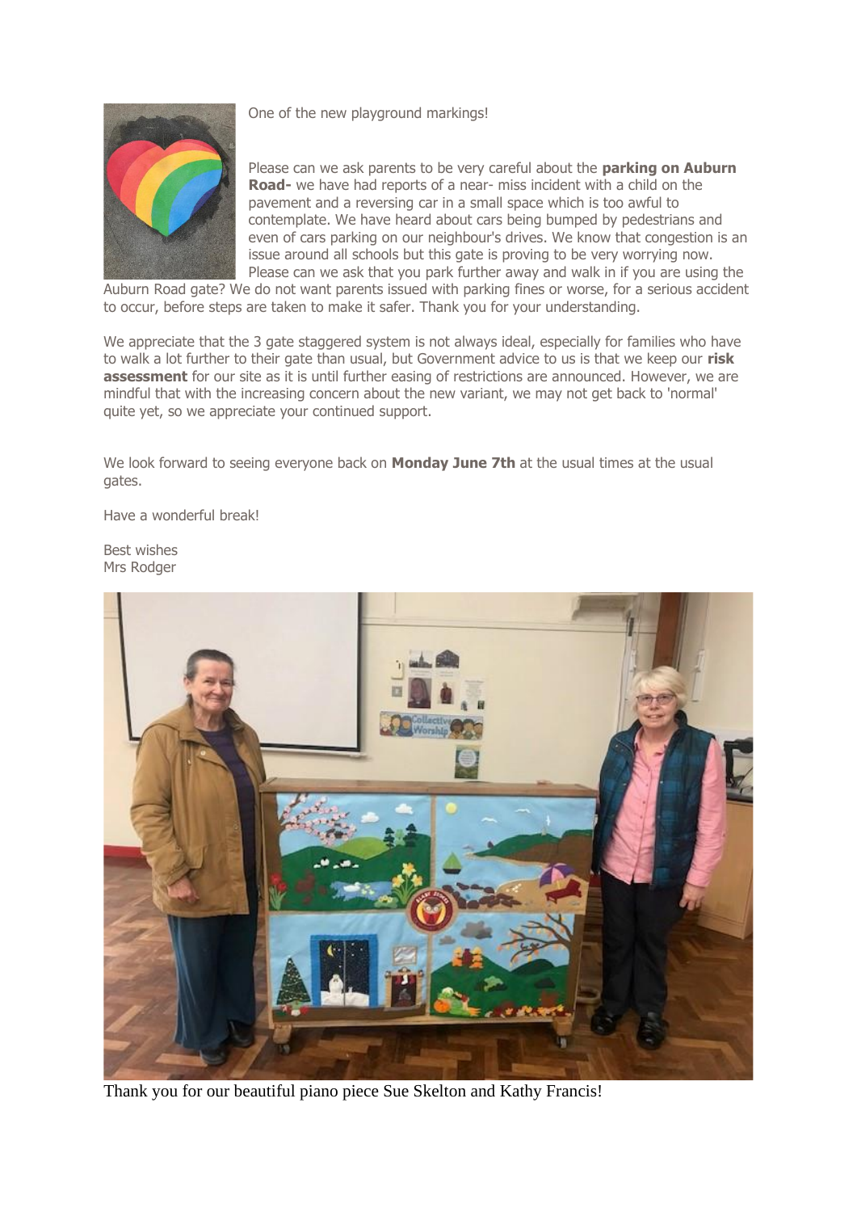One of the new playground markings!

Please can we ask parents to be very careful about the **parking on Auburn Road-** we have had reports of a near- miss incident with a child on the pavement and a reversing car in a small space which is too awful to contemplate. We have heard about cars being bumped by pedestrians and even of cars parking on our neighbour's drives. We know that congestion is an issue around all schools but this gate is proving to be very worrying now. Please can we ask that you park further away and walk in if you are using the Auburn Road gate? We do not want parents issued with parking fines or worse, for a serious accident to occur, before steps are taken to make it safer. Thank you for your understanding.

We appreciate that the 3 gate staggered system is not always ideal, especially for families who have to walk a lot further to their gate than usual, but Government advice to us is that we keep our **risk assessment** for our site as it is until further easing of restrictions are announced. However, we are mindful that with the increasing concern about the new variant, we may not get back to 'normal' quite yet, so we appreciate your continued support.

We look forward to seeing everyone back on **Monday June 7th** at the usual times at the usual gates.

Have a wonderful break!

Best wishes
Mrs Rodger

Thank you for our beautiful piano piece Sue Skelton and Kathy Francis!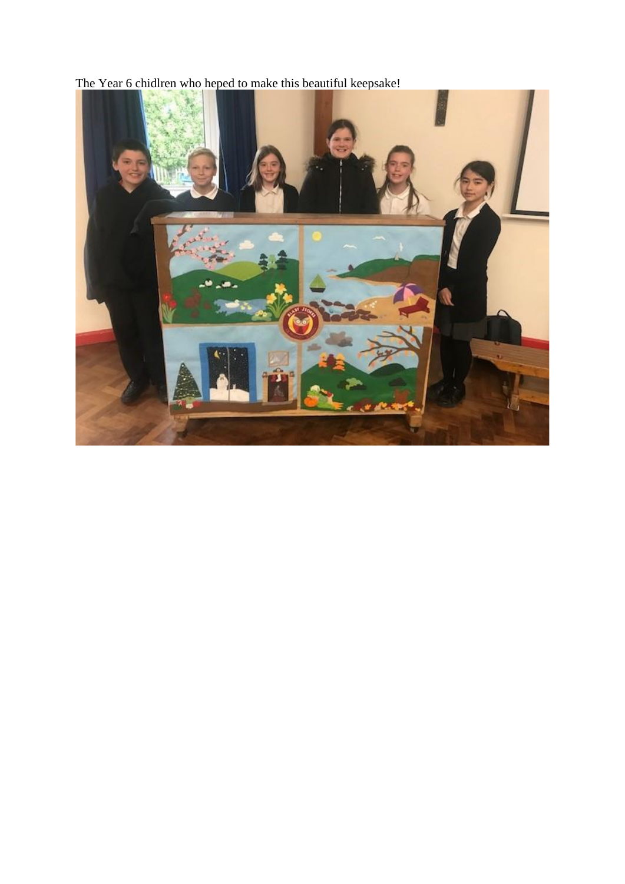The Year 6 chidlren who heped to make this beautiful keepsake!